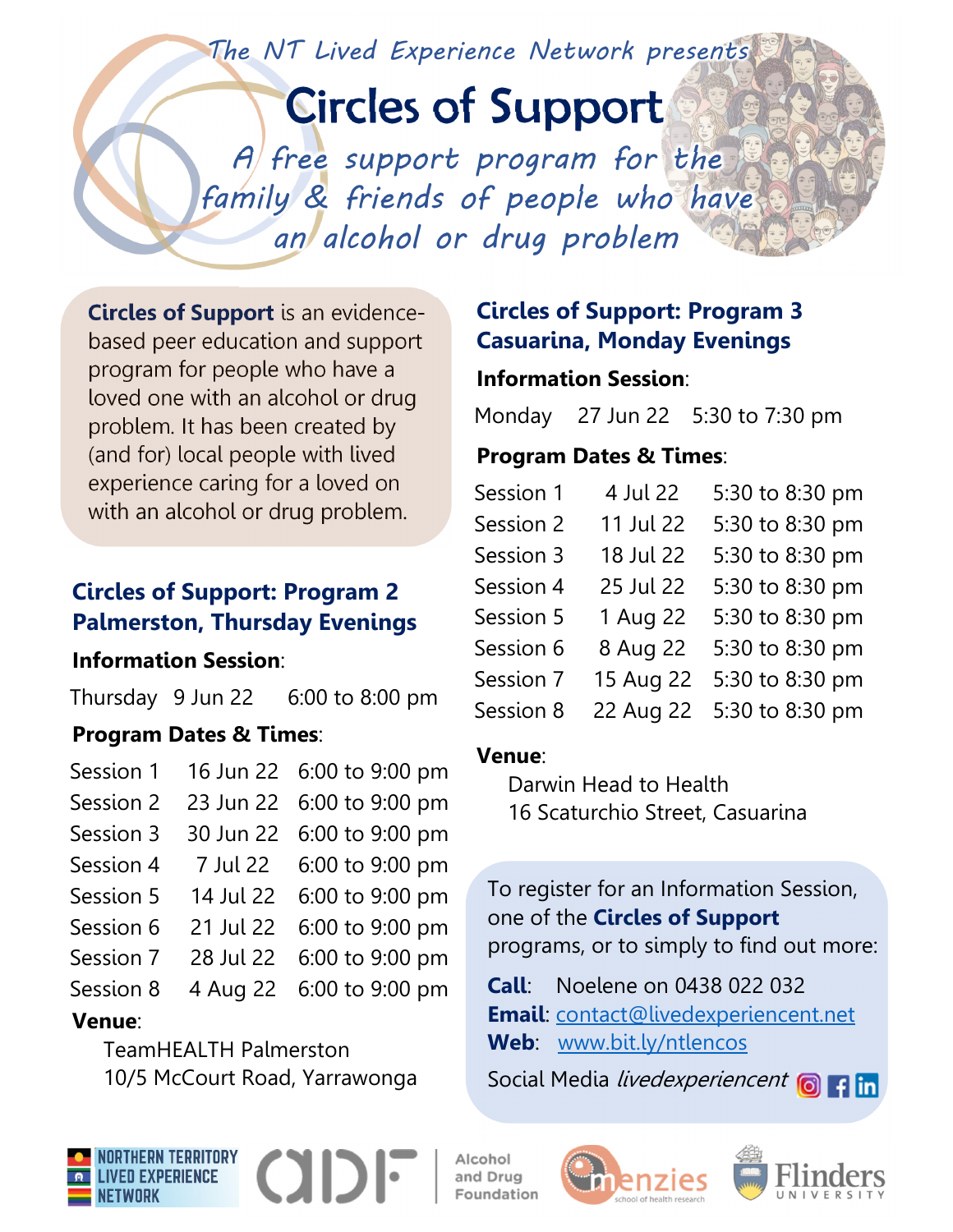*The NT Lived Experience Network presents*

# Circles of Support

*A free support program for the family & friends of people who have an alcohol or drug problem*

**Circles of Support** is an evidence-based peer education and support program for people who have a loved one with an alcohol or drug problem. It has been created by (and for) local people with lived experience caring for a loved on with an alcohol or drug problem.

## Circles of Support: Program 2 Palmerston, Thursday Evenings

**Information Session**:

Thursday 9 Jun 22 6:00 to 8:00 pm

**Program Dates & Times**:

| Session | Date | Time |
|---|---|---|
| Session 1 | 16 Jun 22 | 6:00 to 9:00 pm |
| Session 2 | 23 Jun 22 | 6:00 to 9:00 pm |
| Session 3 | 30 Jun 22 | 6:00 to 9:00 pm |
| Session 4 | 7 Jul 22 | 6:00 to 9:00 pm |
| Session 5 | 14 Jul 22 | 6:00 to 9:00 pm |
| Session 6 | 21 Jul 22 | 6:00 to 9:00 pm |
| Session 7 | 28 Jul 22 | 6:00 to 9:00 pm |
| Session 8 | 4 Aug 22 | 6:00 to 9:00 pm |

**Venue**:

TeamHEALTH Palmerston
10/5 McCourt Road, Yarrawonga

## Circles of Support: Program 3 Casuarina, Monday Evenings

**Information Session**:

Monday 27 Jun 22 5:30 to 7:30 pm

**Program Dates & Times**:

| Session | Date | Time |
|---|---|---|
| Session 1 | 4 Jul 22 | 5:30 to 8:30 pm |
| Session 2 | 11 Jul 22 | 5:30 to 8:30 pm |
| Session 3 | 18 Jul 22 | 5:30 to 8:30 pm |
| Session 4 | 25 Jul 22 | 5:30 to 8:30 pm |
| Session 5 | 1 Aug 22 | 5:30 to 8:30 pm |
| Session 6 | 8 Aug 22 | 5:30 to 8:30 pm |
| Session 7 | 15 Aug 22 | 5:30 to 8:30 pm |
| Session 8 | 22 Aug 22 | 5:30 to 8:30 pm |

**Venue**:

Darwin Head to Health
16 Scaturchio Street, Casuarina

To register for an Information Session, one of the **Circles of Support** programs, or to simply to find out more:

**Call**: Noelene on 0438 022 032
**Email**: contact@livedexperiencent.net
**Web**: www.bit.ly/ntlencos

Social Media *livedexperiencent*

NORTHERN TERRITORY LIVED EXPERIENCE NETWORK | ADF Alcohol and Drug Foundation | Menzies School of Health Research | Flinders University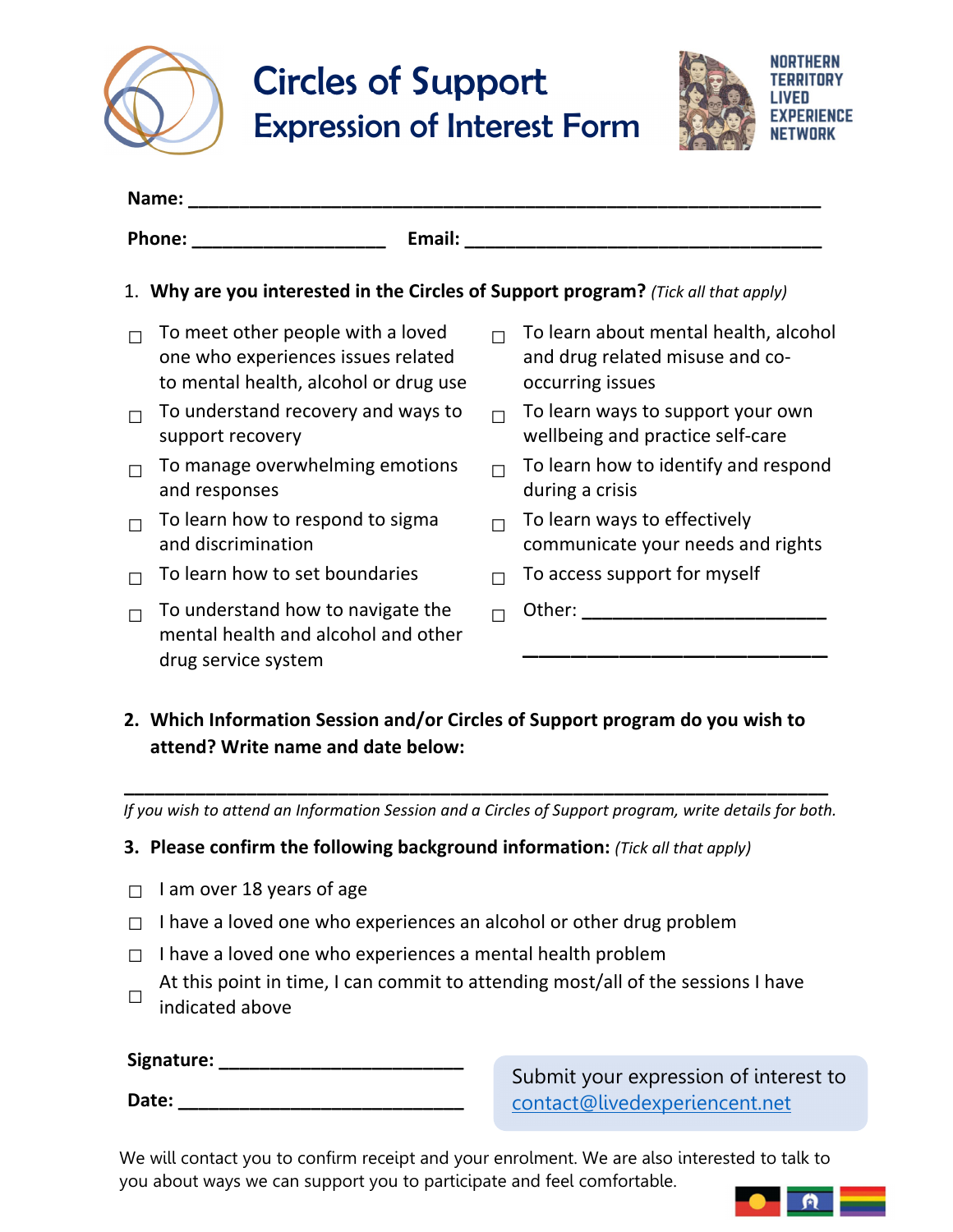# Circles of Support
## Expression of Interest Form

NORTHERN TERRITORY LIVED EXPERIENCE NETWORK

**Name:** ____________________________________________________________

**Phone:** ____________________ **Email:** ____________________________________

1. **Why are you interested in the Circles of Support program?** *(Tick all that apply)*

- ☐ To meet other people with a loved one who experiences issues related to mental health, alcohol or drug use
- ☐ To understand recovery and ways to support recovery
- ☐ To manage overwhelming emotions and responses
- ☐ To learn how to respond to sigma and discrimination
- ☐ To learn how to set boundaries
- ☐ To understand how to navigate the mental health and alcohol and other drug service system
- ☐ To learn about mental health, alcohol and drug related misuse and co-occurring issues
- ☐ To learn ways to support your own wellbeing and practice self-care
- ☐ To learn how to identify and respond during a crisis
- ☐ To learn ways to effectively communicate your needs and rights
- ☐ To access support for myself
- ☐ Other: _________________________ ______________________________

2. **Which Information Session and/or Circles of Support program do you wish to attend? Write name and date below:**

______________________________________________________________________________

*If you wish to attend an Information Session and a Circles of Support program, write details for both.*

3. **Please confirm the following background information:** *(Tick all that apply)*

- ☐ I am over 18 years of age
- ☐ I have a loved one who experiences an alcohol or other drug problem
- ☐ I have a loved one who experiences a mental health problem
- ☐ At this point in time, I can commit to attending most/all of the sessions I have indicated above

**Signature:** _________________________

**Date:** _____________________________

Submit your expression of interest to contact@livedexperiencent.net

We will contact you to confirm receipt and your enrolment. We are also interested to talk to you about ways we can support you to participate and feel comfortable.